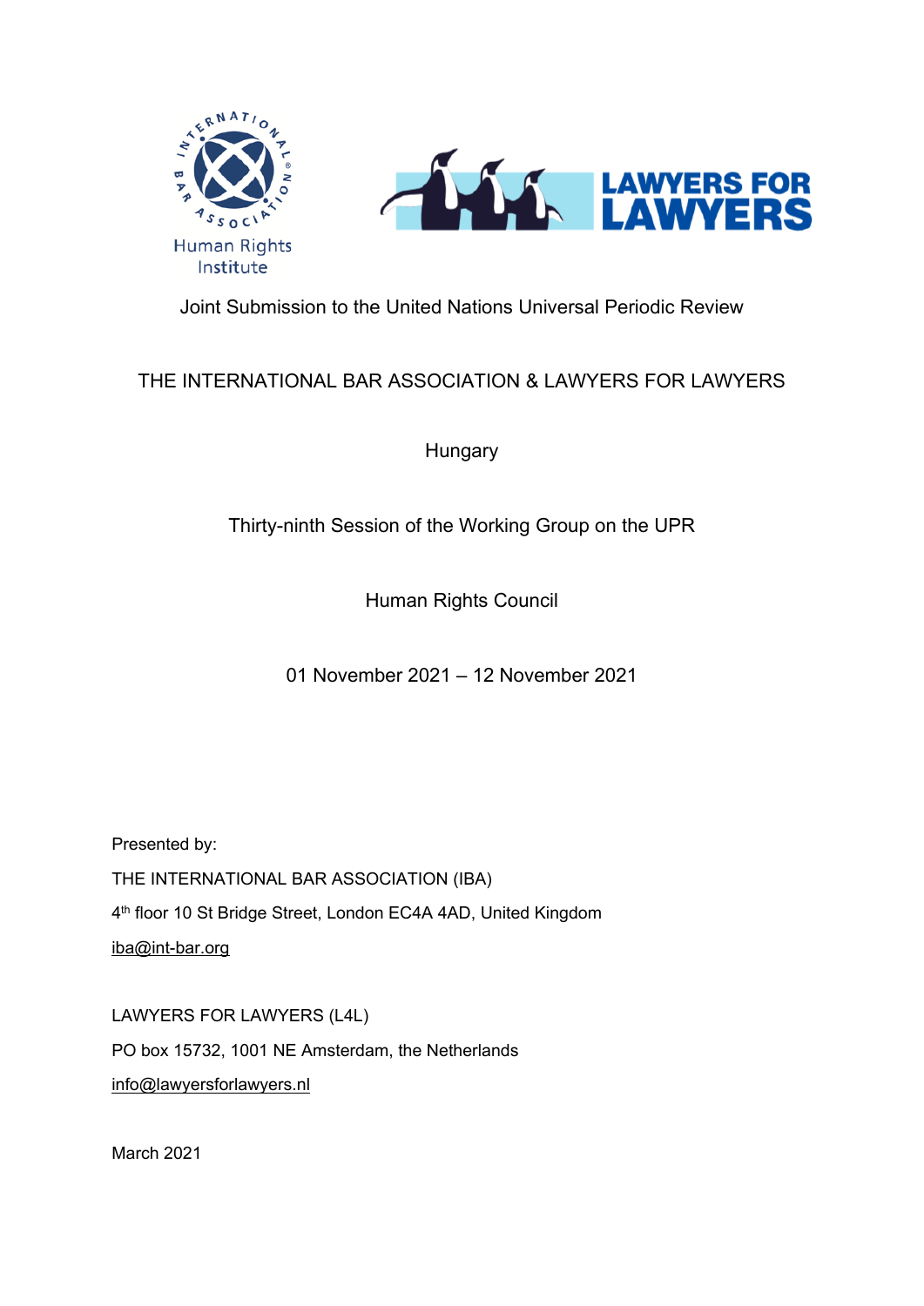Joint Submission to the United Nations Universal Periodic Review

THE INTERNATIONAL BAR ASSOCIATION & LAWYERS FOR LAWYERS

Hungary

Thirty-ninth Session of the Working Group on the UPR

Human Rights Council

01 November 2021 – 12 November 2021

Presented by:

THE INTERNATIONAL BAR ASSOCIATION (IBA)

4th floor 10 St Bridge Street, London EC4A 4AD, United Kingdom

iba@int-bar.org

LAWYERS FOR LAWYERS (L4L)

PO box 15732, 1001 NE Amsterdam, the Netherlands

info@lawyersforlawyers.nl

March 2021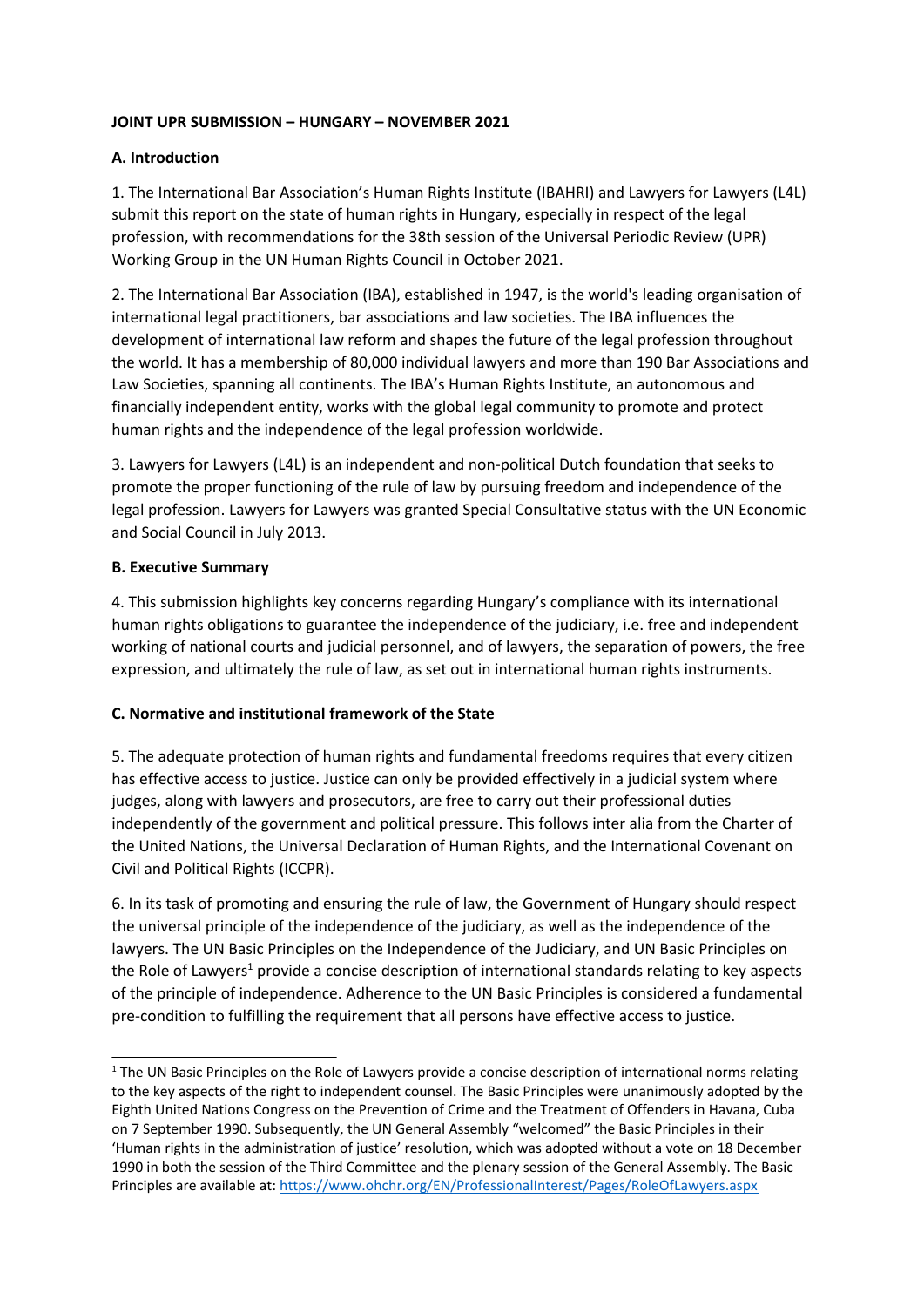**JOINT UPR SUBMISSION – HUNGARY – NOVEMBER 2021**

**A. Introduction**

1. The International Bar Association's Human Rights Institute (IBAHRI) and Lawyers for Lawyers (L4L) submit this report on the state of human rights in Hungary, especially in respect of the legal profession, with recommendations for the 38th session of the Universal Periodic Review (UPR) Working Group in the UN Human Rights Council in October 2021.

2. The International Bar Association (IBA), established in 1947, is the world's leading organisation of international legal practitioners, bar associations and law societies. The IBA influences the development of international law reform and shapes the future of the legal profession throughout the world. It has a membership of 80,000 individual lawyers and more than 190 Bar Associations and Law Societies, spanning all continents. The IBA's Human Rights Institute, an autonomous and financially independent entity, works with the global legal community to promote and protect human rights and the independence of the legal profession worldwide.

3. Lawyers for Lawyers (L4L) is an independent and non-political Dutch foundation that seeks to promote the proper functioning of the rule of law by pursuing freedom and independence of the legal profession. Lawyers for Lawyers was granted Special Consultative status with the UN Economic and Social Council in July 2013.

**B. Executive Summary**

4. This submission highlights key concerns regarding Hungary's compliance with its international human rights obligations to guarantee the independence of the judiciary, i.e. free and independent working of national courts and judicial personnel, and of lawyers, the separation of powers, the free expression, and ultimately the rule of law, as set out in international human rights instruments.

**C. Normative and institutional framework of the State**

5. The adequate protection of human rights and fundamental freedoms requires that every citizen has effective access to justice. Justice can only be provided effectively in a judicial system where judges, along with lawyers and prosecutors, are free to carry out their professional duties independently of the government and political pressure. This follows inter alia from the Charter of the United Nations, the Universal Declaration of Human Rights, and the International Covenant on Civil and Political Rights (ICCPR).

6. In its task of promoting and ensuring the rule of law, the Government of Hungary should respect the universal principle of the independence of the judiciary, as well as the independence of the lawyers. The UN Basic Principles on the Independence of the Judiciary, and UN Basic Principles on the Role of Lawyers[1] provide a concise description of international standards relating to key aspects of the principle of independence. Adherence to the UN Basic Principles is considered a fundamental pre-condition to fulfilling the requirement that all persons have effective access to justice.

---

[1] The UN Basic Principles on the Role of Lawyers provide a concise description of international norms relating to the key aspects of the right to independent counsel. The Basic Principles were unanimously adopted by the Eighth United Nations Congress on the Prevention of Crime and the Treatment of Offenders in Havana, Cuba on 7 September 1990. Subsequently, the UN General Assembly "welcomed" the Basic Principles in their 'Human rights in the administration of justice' resolution, which was adopted without a vote on 18 December 1990 in both the session of the Third Committee and the plenary session of the General Assembly. The Basic Principles are available at: https://www.ohchr.org/EN/ProfessionalInterest/Pages/RoleOfLawyers.aspx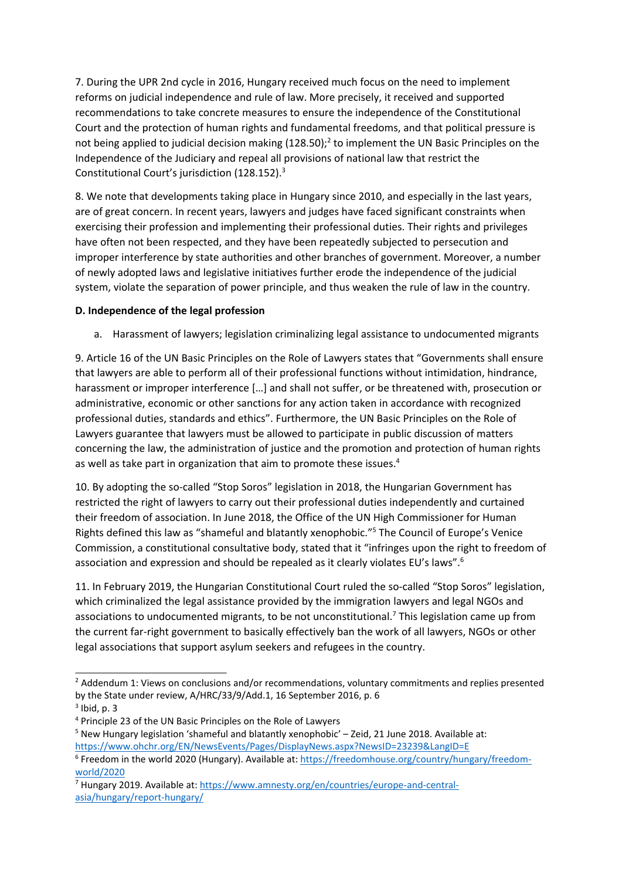7. During the UPR 2nd cycle in 2016, Hungary received much focus on the need to implement reforms on judicial independence and rule of law. More precisely, it received and supported recommendations to take concrete measures to ensure the independence of the Constitutional Court and the protection of human rights and fundamental freedoms, and that political pressure is not being applied to judicial decision making (128.50);[2] to implement the UN Basic Principles on the Independence of the Judiciary and repeal all provisions of national law that restrict the Constitutional Court's jurisdiction (128.152).[3]

8. We note that developments taking place in Hungary since 2010, and especially in the last years, are of great concern. In recent years, lawyers and judges have faced significant constraints when exercising their profession and implementing their professional duties. Their rights and privileges have often not been respected, and they have been repeatedly subjected to persecution and improper interference by state authorities and other branches of government. Moreover, a number of newly adopted laws and legislative initiatives further erode the independence of the judicial system, violate the separation of power principle, and thus weaken the rule of law in the country.

**D. Independence of the legal profession**

a. Harassment of lawyers; legislation criminalizing legal assistance to undocumented migrants

9. Article 16 of the UN Basic Principles on the Role of Lawyers states that "Governments shall ensure that lawyers are able to perform all of their professional functions without intimidation, hindrance, harassment or improper interference […] and shall not suffer, or be threatened with, prosecution or administrative, economic or other sanctions for any action taken in accordance with recognized professional duties, standards and ethics". Furthermore, the UN Basic Principles on the Role of Lawyers guarantee that lawyers must be allowed to participate in public discussion of matters concerning the law, the administration of justice and the promotion and protection of human rights as well as take part in organization that aim to promote these issues.[4]

10. By adopting the so-called "Stop Soros" legislation in 2018, the Hungarian Government has restricted the right of lawyers to carry out their professional duties independently and curtained their freedom of association. In June 2018, the Office of the UN High Commissioner for Human Rights defined this law as "shameful and blatantly xenophobic."[5] The Council of Europe's Venice Commission, a constitutional consultative body, stated that it "infringes upon the right to freedom of association and expression and should be repealed as it clearly violates EU's laws".[6]

11. In February 2019, the Hungarian Constitutional Court ruled the so-called "Stop Soros" legislation, which criminalized the legal assistance provided by the immigration lawyers and legal NGOs and associations to undocumented migrants, to be not unconstitutional.[7] This legislation came up from the current far-right government to basically effectively ban the work of all lawyers, NGOs or other legal associations that support asylum seekers and refugees in the country.

---

[2] Addendum 1: Views on conclusions and/or recommendations, voluntary commitments and replies presented by the State under review, A/HRC/33/9/Add.1, 16 September 2016, p. 6

[3] Ibid, p. 3

[4] Principle 23 of the UN Basic Principles on the Role of Lawyers

[5] New Hungary legislation 'shameful and blatantly xenophobic' – Zeid, 21 June 2018. Available at: https://www.ohchr.org/EN/NewsEvents/Pages/DisplayNews.aspx?NewsID=23239&LangID=E

[6] Freedom in the world 2020 (Hungary). Available at: https://freedomhouse.org/country/hungary/freedom-world/2020

[7] Hungary 2019. Available at: https://www.amnesty.org/en/countries/europe-and-central-asia/hungary/report-hungary/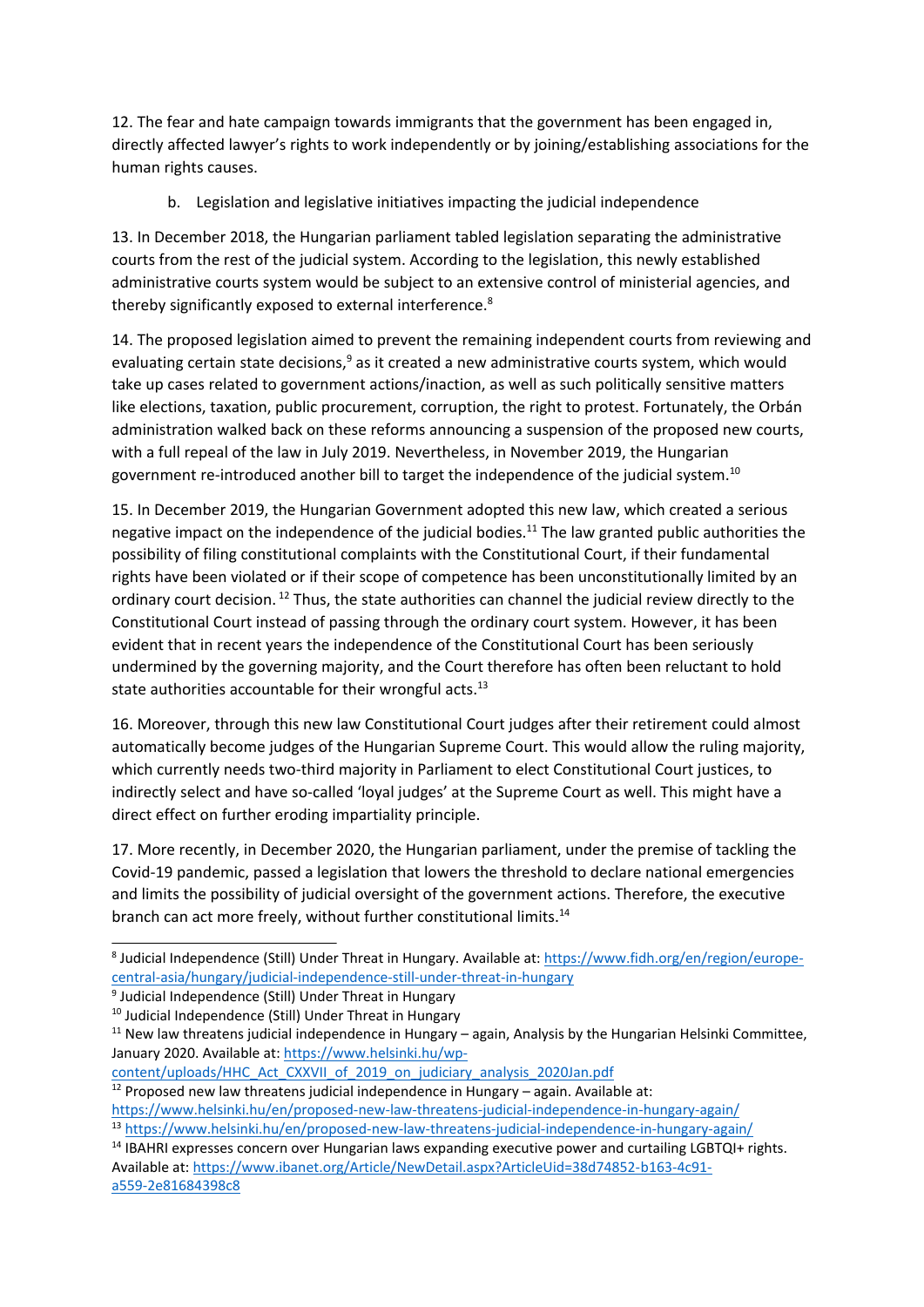12. The fear and hate campaign towards immigrants that the government has been engaged in, directly affected lawyer's rights to work independently or by joining/establishing associations for the human rights causes.

b. Legislation and legislative initiatives impacting the judicial independence

13. In December 2018, the Hungarian parliament tabled legislation separating the administrative courts from the rest of the judicial system. According to the legislation, this newly established administrative courts system would be subject to an extensive control of ministerial agencies, and thereby significantly exposed to external interference.[8]

14. The proposed legislation aimed to prevent the remaining independent courts from reviewing and evaluating certain state decisions,[9] as it created a new administrative courts system, which would take up cases related to government actions/inaction, as well as such politically sensitive matters like elections, taxation, public procurement, corruption, the right to protest. Fortunately, the Orbán administration walked back on these reforms announcing a suspension of the proposed new courts, with a full repeal of the law in July 2019. Nevertheless, in November 2019, the Hungarian government re-introduced another bill to target the independence of the judicial system.[10]

15. In December 2019, the Hungarian Government adopted this new law, which created a serious negative impact on the independence of the judicial bodies.[11] The law granted public authorities the possibility of filing constitutional complaints with the Constitutional Court, if their fundamental rights have been violated or if their scope of competence has been unconstitutionally limited by an ordinary court decision.[12] Thus, the state authorities can channel the judicial review directly to the Constitutional Court instead of passing through the ordinary court system. However, it has been evident that in recent years the independence of the Constitutional Court has been seriously undermined by the governing majority, and the Court therefore has often been reluctant to hold state authorities accountable for their wrongful acts.[13]

16. Moreover, through this new law Constitutional Court judges after their retirement could almost automatically become judges of the Hungarian Supreme Court. This would allow the ruling majority, which currently needs two-third majority in Parliament to elect Constitutional Court justices, to indirectly select and have so-called 'loyal judges' at the Supreme Court as well. This might have a direct effect on further eroding impartiality principle.

17. More recently, in December 2020, the Hungarian parliament, under the premise of tackling the Covid-19 pandemic, passed a legislation that lowers the threshold to declare national emergencies and limits the possibility of judicial oversight of the government actions. Therefore, the executive branch can act more freely, without further constitutional limits.[14]

---

[8] Judicial Independence (Still) Under Threat in Hungary. Available at: https://www.fidh.org/en/region/europe-central-asia/hungary/judicial-independence-still-under-threat-in-hungary

[9] Judicial Independence (Still) Under Threat in Hungary

[10] Judicial Independence (Still) Under Threat in Hungary

[11] New law threatens judicial independence in Hungary – again, Analysis by the Hungarian Helsinki Committee, January 2020. Available at: https://www.helsinki.hu/wp-content/uploads/HHC_Act_CXXVII_of_2019_on_judiciary_analysis_2020Jan.pdf

[12] Proposed new law threatens judicial independence in Hungary – again. Available at: https://www.helsinki.hu/en/proposed-new-law-threatens-judicial-independence-in-hungary-again/

[13] https://www.helsinki.hu/en/proposed-new-law-threatens-judicial-independence-in-hungary-again/

[14] IBAHRI expresses concern over Hungarian laws expanding executive power and curtailing LGBTQI+ rights. Available at: https://www.ibanet.org/Article/NewDetail.aspx?ArticleUid=38d74852-b163-4c91-a559-2e81684398c8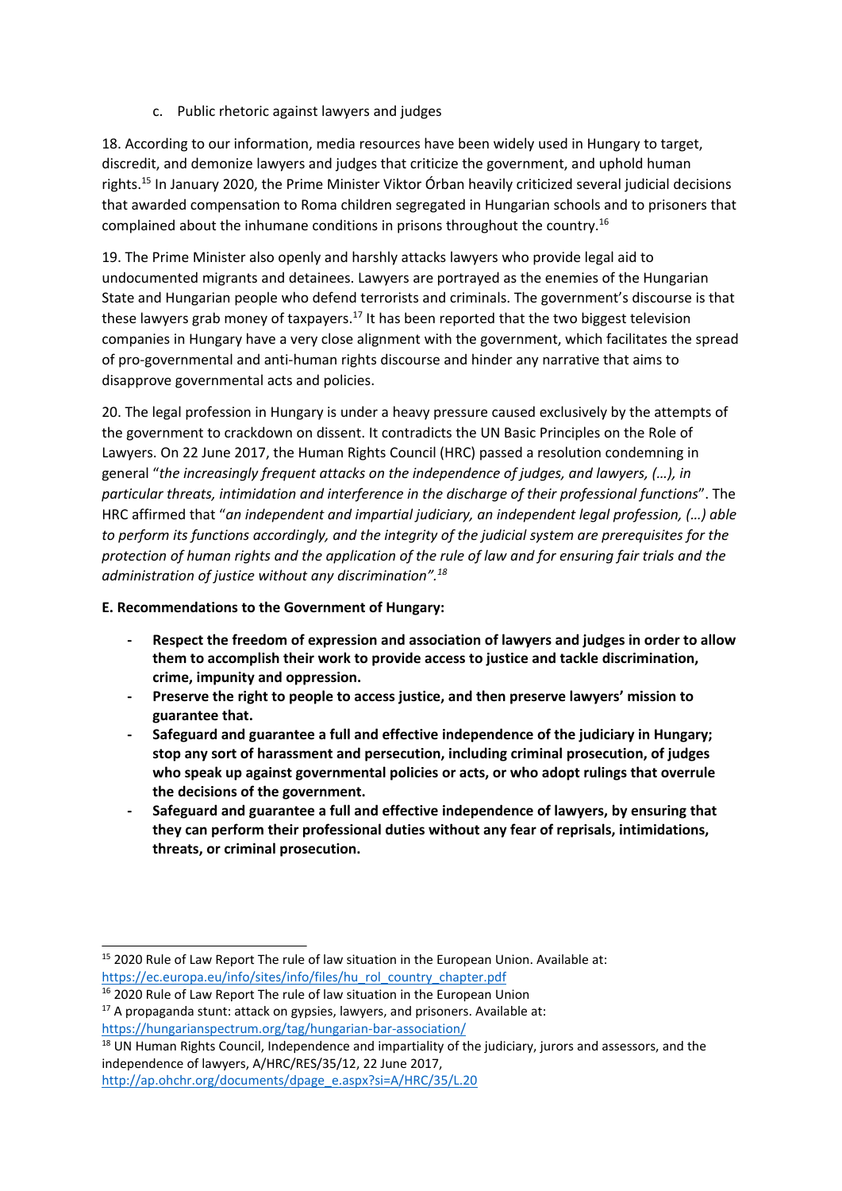c. Public rhetoric against lawyers and judges

18. According to our information, media resources have been widely used in Hungary to target, discredit, and demonize lawyers and judges that criticize the government, and uphold human rights.[15] In January 2020, the Prime Minister Viktor Órban heavily criticized several judicial decisions that awarded compensation to Roma children segregated in Hungarian schools and to prisoners that complained about the inhumane conditions in prisons throughout the country.[16]

19. The Prime Minister also openly and harshly attacks lawyers who provide legal aid to undocumented migrants and detainees. Lawyers are portrayed as the enemies of the Hungarian State and Hungarian people who defend terrorists and criminals. The government's discourse is that these lawyers grab money of taxpayers.[17] It has been reported that the two biggest television companies in Hungary have a very close alignment with the government, which facilitates the spread of pro-governmental and anti-human rights discourse and hinder any narrative that aims to disapprove governmental acts and policies.

20. The legal profession in Hungary is under a heavy pressure caused exclusively by the attempts of the government to crackdown on dissent. It contradicts the UN Basic Principles on the Role of Lawyers. On 22 June 2017, the Human Rights Council (HRC) passed a resolution condemning in general "*the increasingly frequent attacks on the independence of judges, and lawyers, (…), in particular threats, intimidation and interference in the discharge of their professional functions*". The HRC affirmed that "*an independent and impartial judiciary, an independent legal profession, (…) able to perform its functions accordingly, and the integrity of the judicial system are prerequisites for the protection of human rights and the application of the rule of law and for ensuring fair trials and the administration of justice without any discrimination".[18]*

**E. Recommendations to the Government of Hungary:**

- **Respect the freedom of expression and association of lawyers and judges in order to allow them to accomplish their work to provide access to justice and tackle discrimination, crime, impunity and oppression.**
- **Preserve the right to people to access justice, and then preserve lawyers' mission to guarantee that.**
- **Safeguard and guarantee a full and effective independence of the judiciary in Hungary; stop any sort of harassment and persecution, including criminal prosecution, of judges who speak up against governmental policies or acts, or who adopt rulings that overrule the decisions of the government.**
- **Safeguard and guarantee a full and effective independence of lawyers, by ensuring that they can perform their professional duties without any fear of reprisals, intimidations, threats, or criminal prosecution.**

---

[15] 2020 Rule of Law Report The rule of law situation in the European Union. Available at: https://ec.europa.eu/info/sites/info/files/hu_rol_country_chapter.pdf

[16] 2020 Rule of Law Report The rule of law situation in the European Union

[17] A propaganda stunt: attack on gypsies, lawyers, and prisoners. Available at: https://hungarianspectrum.org/tag/hungarian-bar-association/

[18] UN Human Rights Council, Independence and impartiality of the judiciary, jurors and assessors, and the independence of lawyers, A/HRC/RES/35/12, 22 June 2017, http://ap.ohchr.org/documents/dpage_e.aspx?si=A/HRC/35/L.20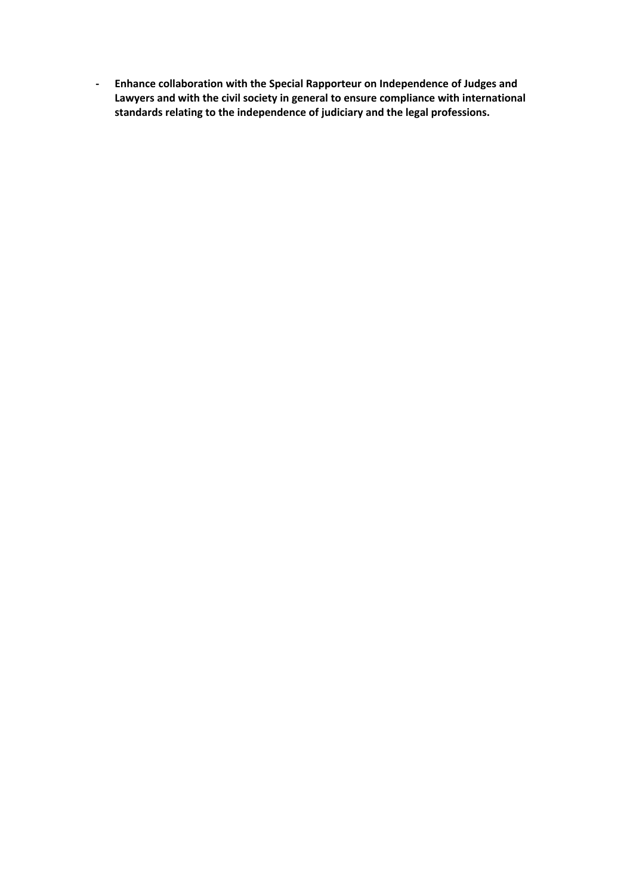- **Enhance collaboration with the Special Rapporteur on Independence of Judges and Lawyers and with the civil society in general to ensure compliance with international standards relating to the independence of judiciary and the legal professions.**